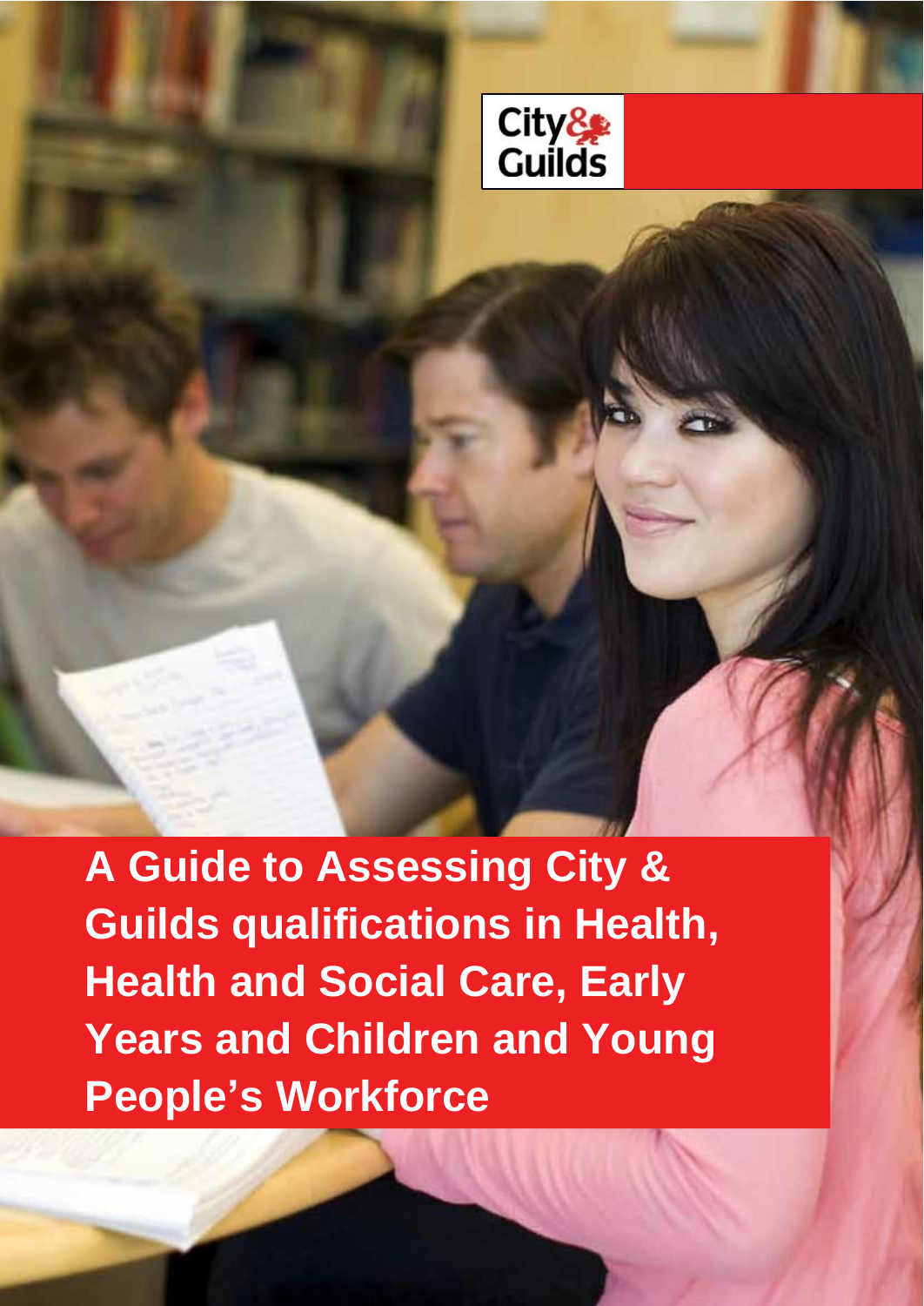City & Guilds

# A Guide to Assessing City & Guilds qualifications in Health, Health and Social Care, Early Years and Children and Young People's Workforce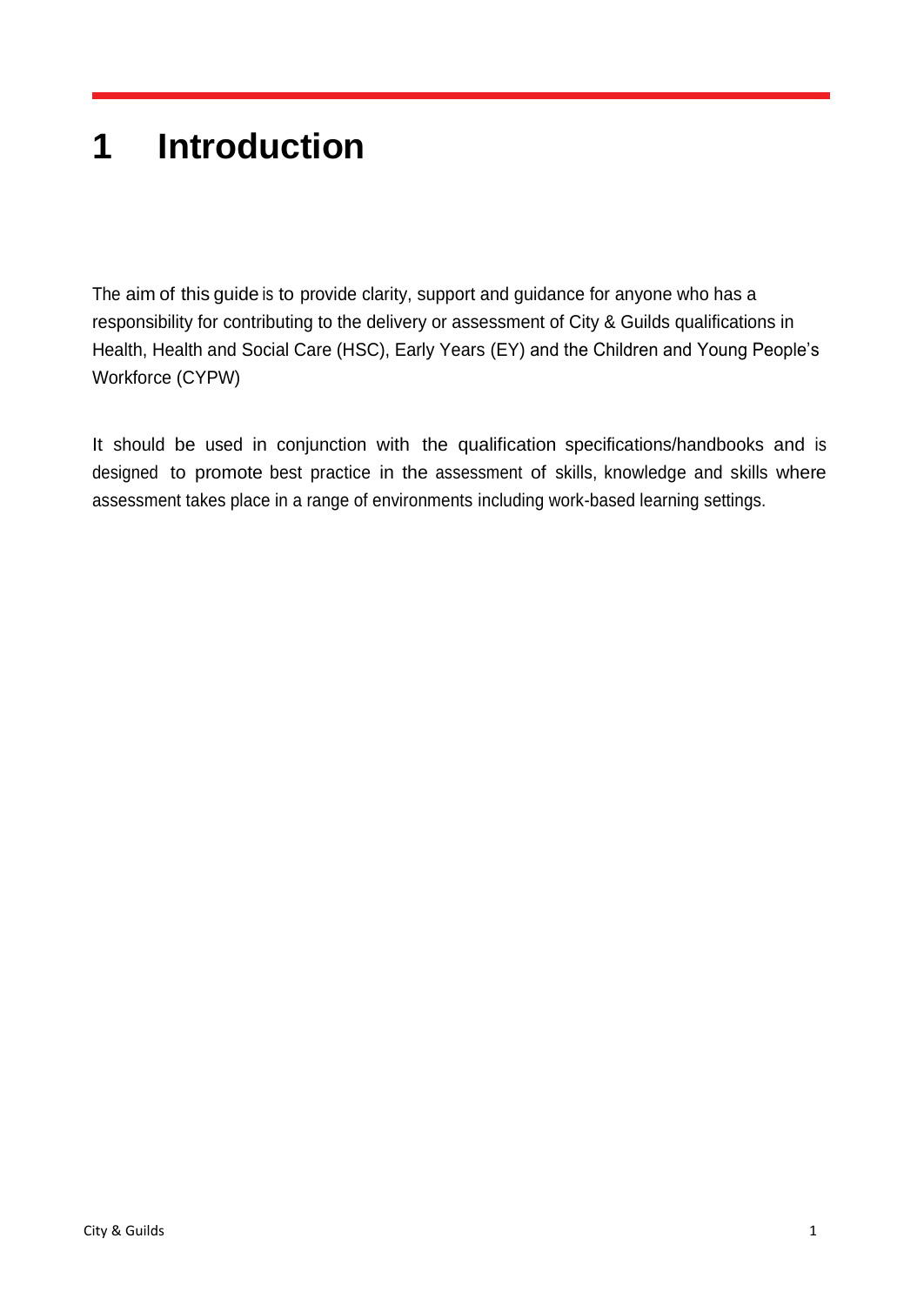# 1 Introduction

The aim of this guide is to provide clarity, support and guidance for anyone who has a responsibility for contributing to the delivery or assessment of City & Guilds qualifications in Health, Health and Social Care (HSC), Early Years (EY) and the Children and Young People's Workforce (CYPW)

It should be used in conjunction with the qualification specifications/handbooks and is designed to promote best practice in the assessment of skills, knowledge and skills where assessment takes place in a range of environments including work-based learning settings.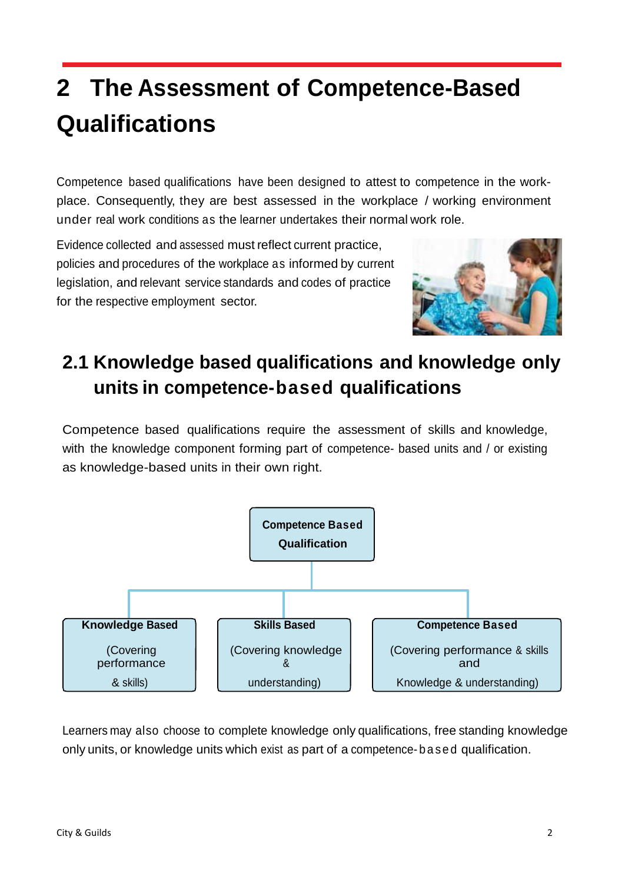# 2 The Assessment of Competence-Based Qualifications

Competence based qualifications have been designed to attest to competence in the work-place. Consequently, they are best assessed in the workplace / working environment under real work conditions as the learner undertakes their normal work role.

Evidence collected and assessed must reflect current practice, policies and procedures of the workplace as informed by current legislation, and relevant service standards and codes of practice for the respective employment sector.

## 2.1 Knowledge based qualifications and knowledge only units in competence-based qualifications

Competence based qualifications require the assessment of skills and knowledge, with the knowledge component forming part of competence- based units and / or existing as knowledge-based units in their own right.

**Competence Based Qualification**

- **Knowledge Based** (Covering performance & skills)
- **Skills Based** (Covering knowledge & understanding)
- **Competence Based** (Covering performance & skills and Knowledge & understanding)

Learners may also choose to complete knowledge only qualifications, free standing knowledge only units, or knowledge units which exist as part of a competence-based qualification.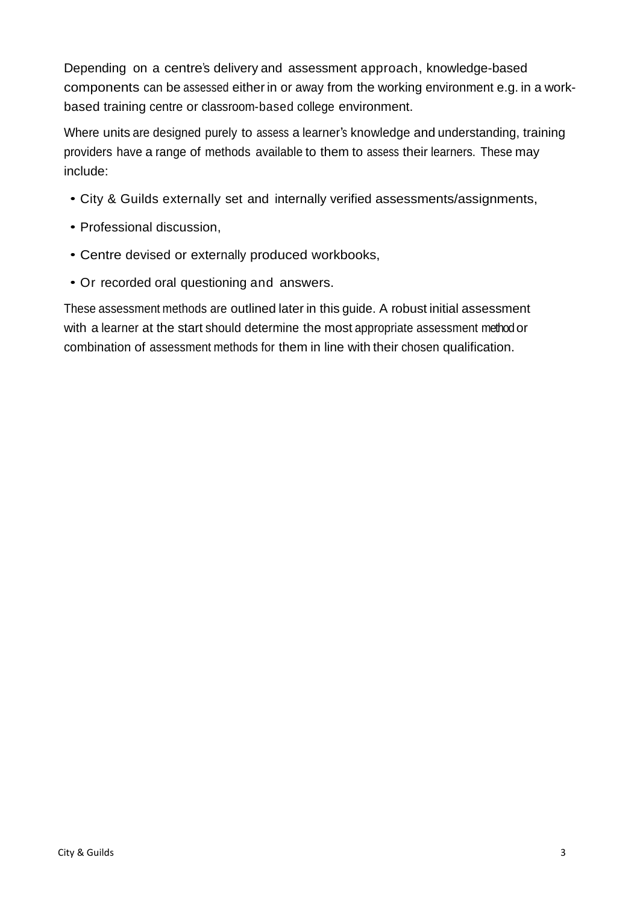Depending on a centre's delivery and assessment approach, knowledge-based components can be assessed either in or away from the working environment e.g. in a work-based training centre or classroom-based college environment.

Where units are designed purely to assess a learner's knowledge and understanding, training providers have a range of methods available to them to assess their learners. These may include:

- City & Guilds externally set and internally verified assessments/assignments,
- Professional discussion,
- Centre devised or externally produced workbooks,
- Or recorded oral questioning and answers.

These assessment methods are outlined later in this guide. A robust initial assessment with a learner at the start should determine the most appropriate assessment method or combination of assessment methods for them in line with their chosen qualification.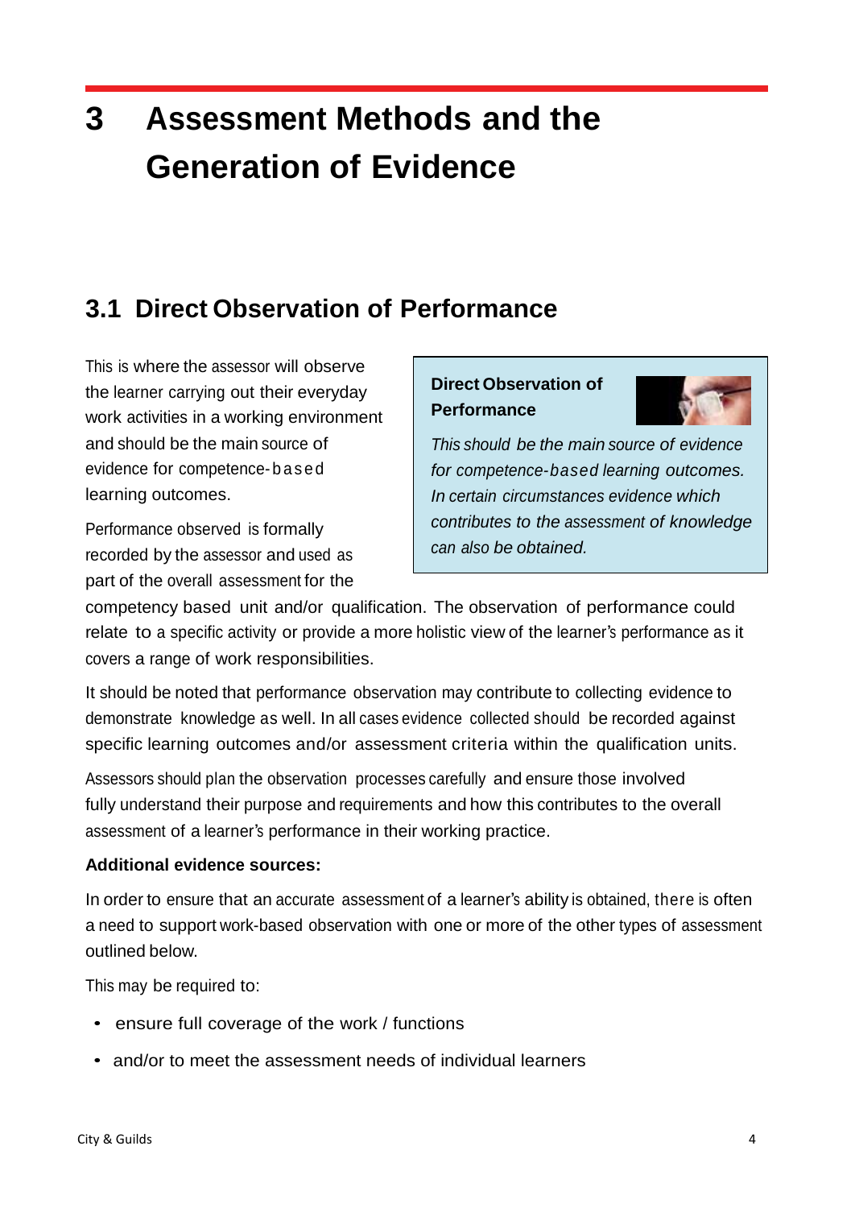# 3 Assessment Methods and the Generation of Evidence

## 3.1 Direct Observation of Performance

This is where the assessor will observe the learner carrying out their everyday work activities in a working environment and should be the main source of evidence for competence-based learning outcomes.

Performance observed is formally recorded by the assessor and used as part of the overall assessment for the competency based unit and/or qualification. The observation of performance could relate to a specific activity or provide a more holistic view of the learner's performance as it covers a range of work responsibilities.

> **Direct Observation of Performance**
>
> *This should be the main source of evidence for competence-based learning outcomes. In certain circumstances evidence which contributes to the assessment of knowledge can also be obtained.*

It should be noted that performance observation may contribute to collecting evidence to demonstrate knowledge as well. In all cases evidence collected should be recorded against specific learning outcomes and/or assessment criteria within the qualification units.

Assessors should plan the observation processes carefully and ensure those involved fully understand their purpose and requirements and how this contributes to the overall assessment of a learner's performance in their working practice.

**Additional evidence sources:**

In order to ensure that an accurate assessment of a learner's ability is obtained, there is often a need to support work-based observation with one or more of the other types of assessment outlined below.

This may be required to:

- ensure full coverage of the work / functions
- and/or to meet the assessment needs of individual learners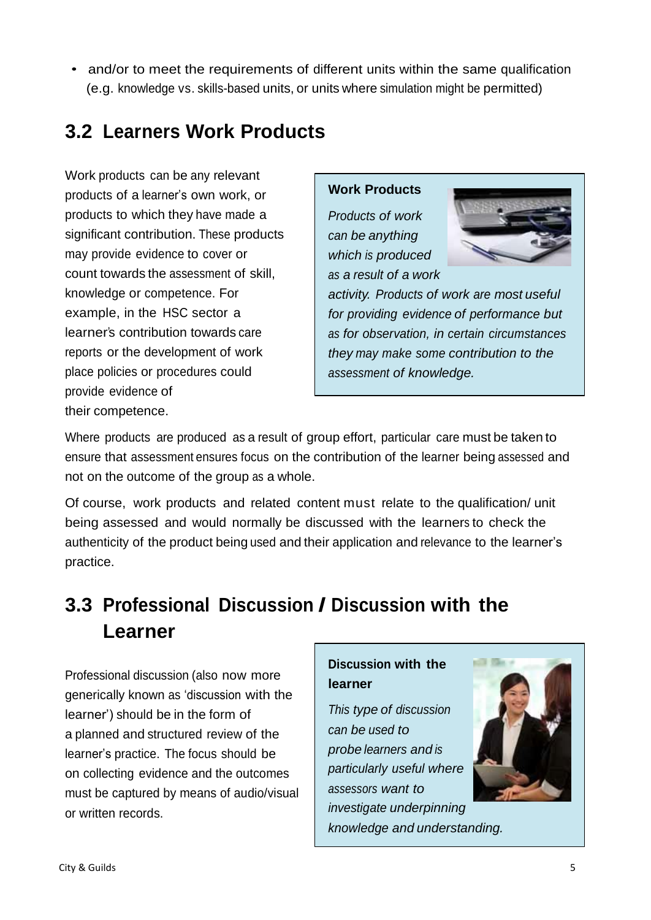- and/or to meet the requirements of different units within the same qualification (e.g. knowledge vs. skills-based units, or units where simulation might be permitted)

## 3.2 Learners Work Products

Work products can be any relevant products of a learner's own work, or products to which they have made a significant contribution. These products may provide evidence to cover or count towards the assessment of skill, knowledge or competence. For example, in the HSC sector a learner's contribution towards care reports or the development of work place policies or procedures could provide evidence of their competence.

> **Work Products**
>
> *Products of work can be anything which is produced as a result of a work activity. Products of work are most useful for providing evidence of performance but as for observation, in certain circumstances they may make some contribution to the assessment of knowledge.*

Where products are produced as a result of group effort, particular care must be taken to ensure that assessment ensures focus on the contribution of the learner being assessed and not on the outcome of the group as a whole.

Of course, work products and related content must relate to the qualification/ unit being assessed and would normally be discussed with the learners to check the authenticity of the product being used and their application and relevance to the learner's practice.

## 3.3 Professional Discussion / Discussion with the Learner

Professional discussion (also now more generically known as 'discussion with the learner') should be in the form of a planned and structured review of the learner's practice. The focus should be on collecting evidence and the outcomes must be captured by means of audio/visual or written records.

> **Discussion with the learner**
>
> *This type of discussion can be used to probe learners and is particularly useful where assessors want to investigate underpinning knowledge and understanding.*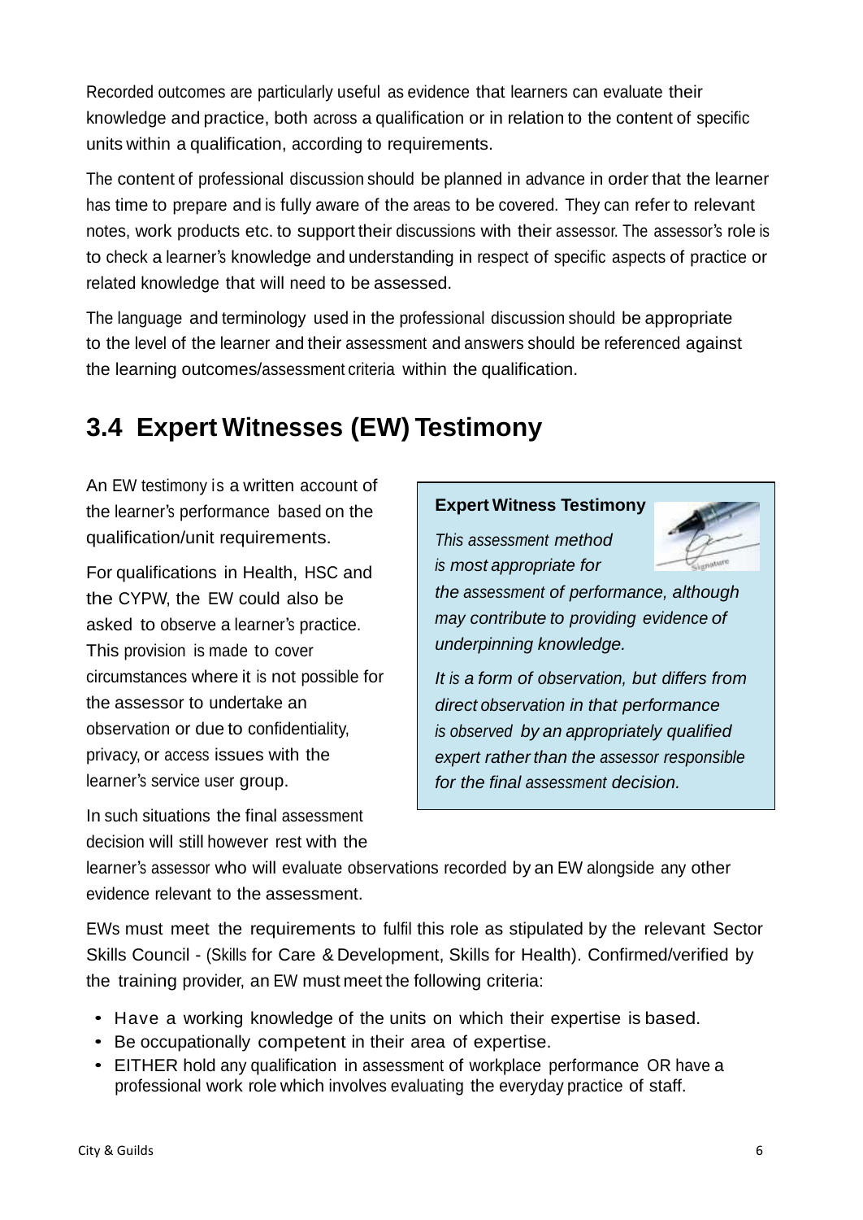Recorded outcomes are particularly useful as evidence that learners can evaluate their knowledge and practice, both across a qualification or in relation to the content of specific units within a qualification, according to requirements.

The content of professional discussion should be planned in advance in order that the learner has time to prepare and is fully aware of the areas to be covered. They can refer to relevant notes, work products etc. to support their discussions with their assessor. The assessor's role is to check a learner's knowledge and understanding in respect of specific aspects of practice or related knowledge that will need to be assessed.

The language and terminology used in the professional discussion should be appropriate to the level of the learner and their assessment and answers should be referenced against the learning outcomes/assessment criteria within the qualification.

## 3.4 Expert Witnesses (EW) Testimony

An EW testimony is a written account of the learner's performance based on the qualification/unit requirements.

For qualifications in Health, HSC and the CYPW, the EW could also be asked to observe a learner's practice. This provision is made to cover circumstances where it is not possible for the assessor to undertake an observation or due to confidentiality, privacy, or access issues with the learner's service user group.

In such situations the final assessment decision will still however rest with the learner's assessor who will evaluate observations recorded by an EW alongside any other evidence relevant to the assessment.

> **Expert Witness Testimony**
>
> *This assessment method is most appropriate for the assessment of performance, although may contribute to providing evidence of underpinning knowledge.*
>
> *It is a form of observation, but differs from direct observation in that performance is observed by an appropriately qualified expert rather than the assessor responsible for the final assessment decision.*

EWs must meet the requirements to fulfil this role as stipulated by the relevant Sector Skills Council - (Skills for Care & Development, Skills for Health). Confirmed/verified by the training provider, an EW must meet the following criteria:

- Have a working knowledge of the units on which their expertise is based.
- Be occupationally competent in their area of expertise.
- EITHER hold any qualification in assessment of workplace performance OR have a professional work role which involves evaluating the everyday practice of staff.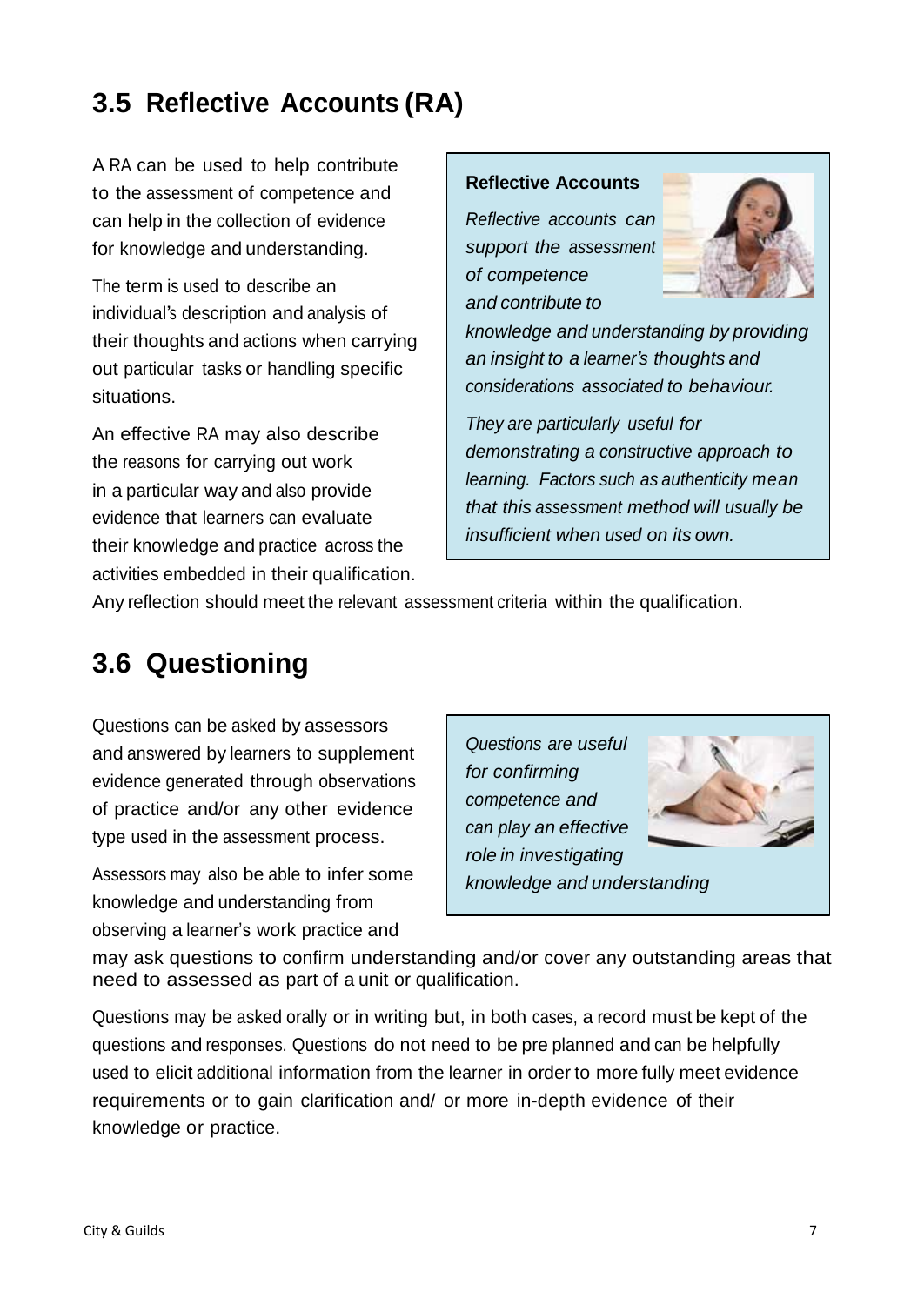## 3.5 Reflective Accounts (RA)

A RA can be used to help contribute to the assessment of competence and can help in the collection of evidence for knowledge and understanding.

The term is used to describe an individual's description and analysis of their thoughts and actions when carrying out particular tasks or handling specific situations.

An effective RA may also describe the reasons for carrying out work in a particular way and also provide evidence that learners can evaluate their knowledge and practice across the activities embedded in their qualification.

Any reflection should meet the relevant assessment criteria within the qualification.

> **Reflective Accounts**
>
> *Reflective accounts can support the assessment of competence and contribute to knowledge and understanding by providing an insight to a learner's thoughts and considerations associated to behaviour.*
>
> *They are particularly useful for demonstrating a constructive approach to learning. Factors such as authenticity mean that this assessment method will usually be insufficient when used on its own.*

## 3.6 Questioning

Questions can be asked by assessors and answered by learners to supplement evidence generated through observations of practice and/or any other evidence type used in the assessment process.

Assessors may also be able to infer some knowledge and understanding from observing a learner's work practice and may ask questions to confirm understanding and/or cover any outstanding areas that need to assessed as part of a unit or qualification.

> *Questions are useful for confirming competence and can play an effective role in investigating knowledge and understanding*

Questions may be asked orally or in writing but, in both cases, a record must be kept of the questions and responses. Questions do not need to be pre planned and can be helpfully used to elicit additional information from the learner in order to more fully meet evidence requirements or to gain clarification and/ or more in-depth evidence of their knowledge or practice.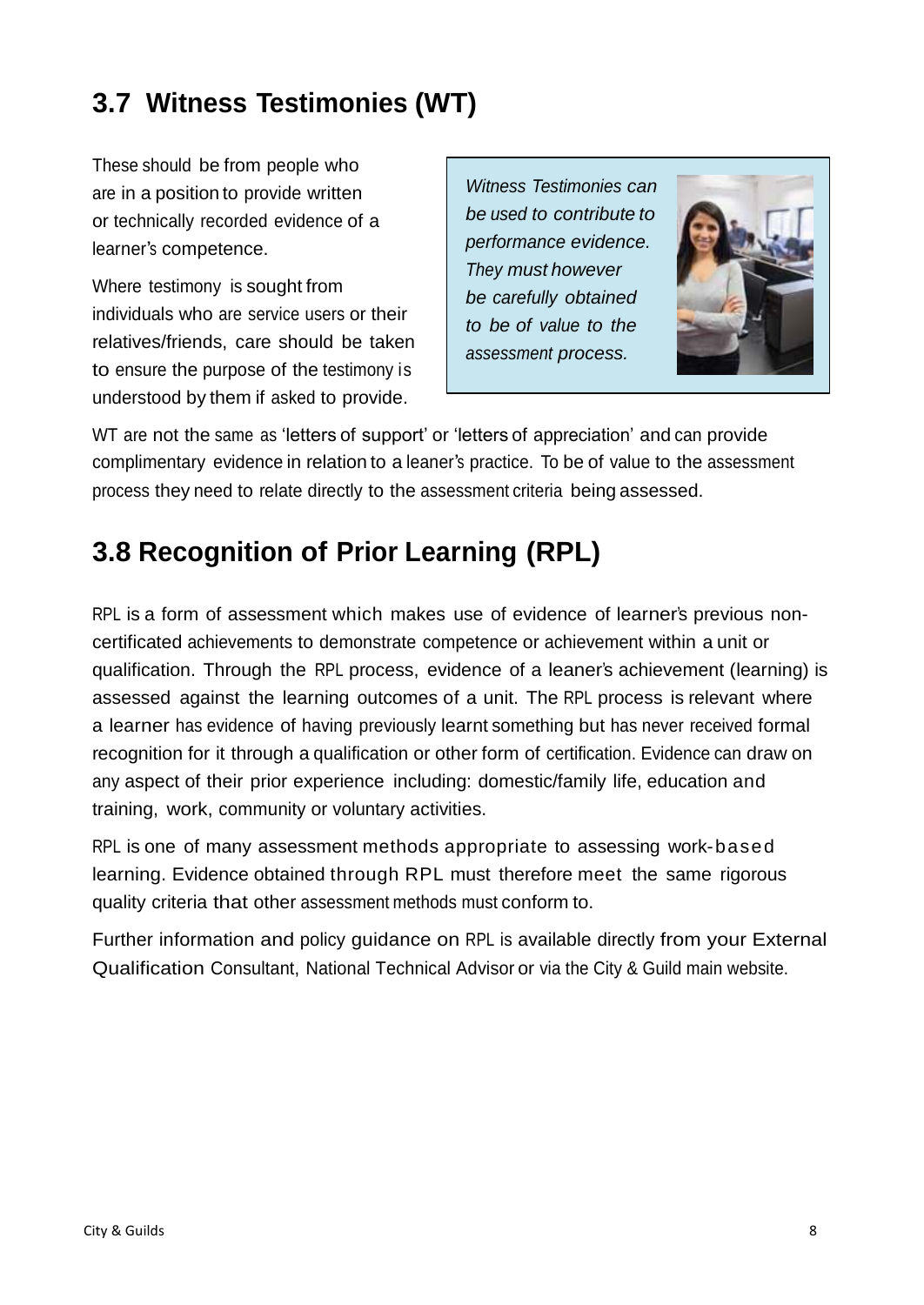## 3.7 Witness Testimonies (WT)

These should be from people who are in a position to provide written or technically recorded evidence of a learner's competence.

Where testimony is sought from individuals who are service users or their relatives/friends, care should be taken to ensure the purpose of the testimony is understood by them if asked to provide.

*Witness Testimonies can be used to contribute to performance evidence. They must however be carefully obtained to be of value to the assessment process.*

WT are not the same as 'letters of support' or 'letters of appreciation' and can provide complimentary evidence in relation to a leaner's practice. To be of value to the assessment process they need to relate directly to the assessment criteria being assessed.

## 3.8 Recognition of Prior Learning (RPL)

RPL is a form of assessment which makes use of evidence of learner's previous non-certificated achievements to demonstrate competence or achievement within a unit or qualification. Through the RPL process, evidence of a leaner's achievement (learning) is assessed against the learning outcomes of a unit. The RPL process is relevant where a learner has evidence of having previously learnt something but has never received formal recognition for it through a qualification or other form of certification. Evidence can draw on any aspect of their prior experience including: domestic/family life, education and training, work, community or voluntary activities.

RPL is one of many assessment methods appropriate to assessing work-based learning. Evidence obtained through RPL must therefore meet the same rigorous quality criteria that other assessment methods must conform to.

Further information and policy guidance on RPL is available directly from your External Qualification Consultant, National Technical Advisor or via the City & Guild main website.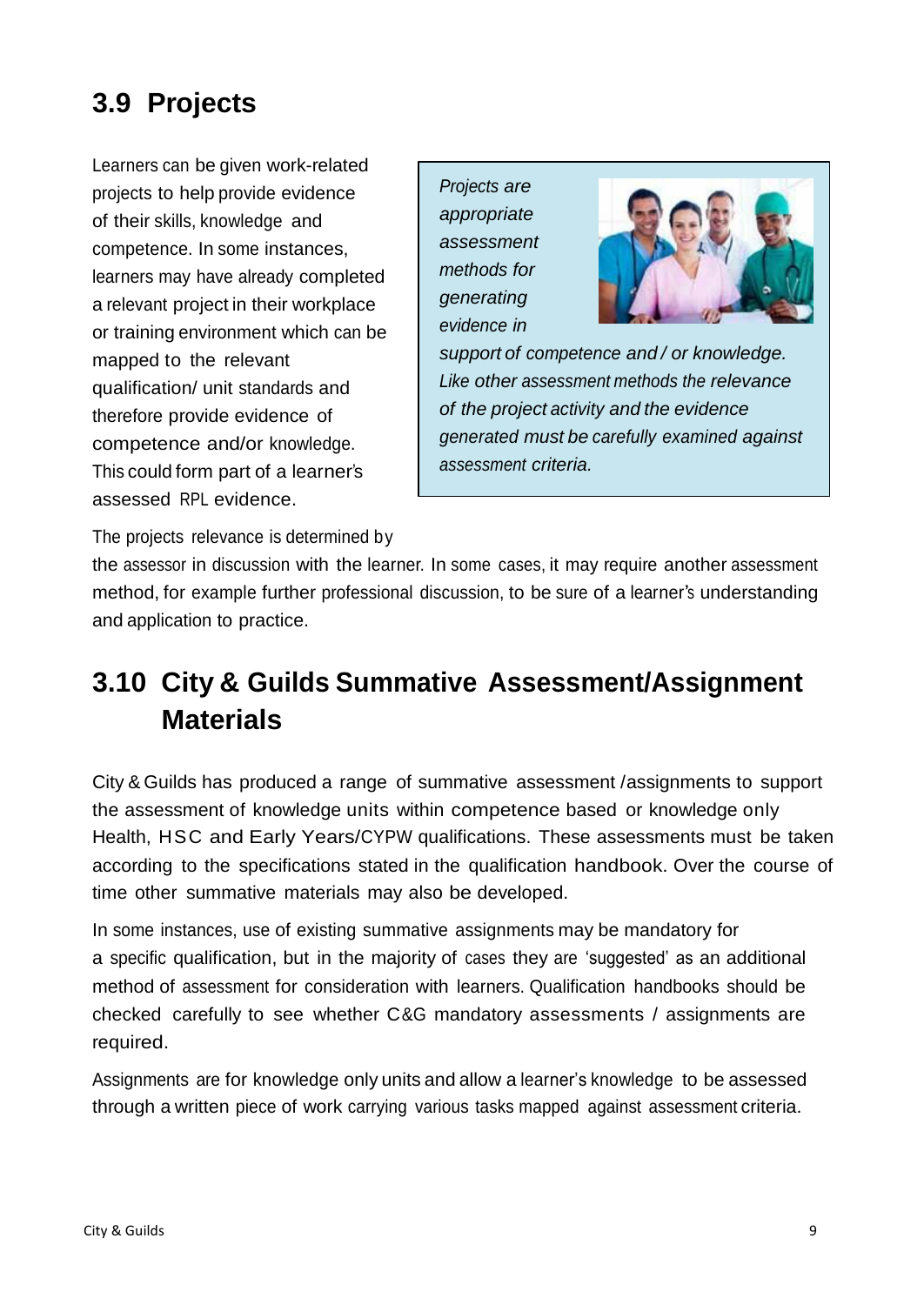## 3.9 Projects

Learners can be given work-related projects to help provide evidence of their skills, knowledge and competence. In some instances, learners may have already completed a relevant project in their workplace or training environment which can be mapped to the relevant qualification/ unit standards and therefore provide evidence of competence and/or knowledge. This could form part of a learner's assessed RPL evidence.

*Projects are appropriate assessment methods for generating evidence in support of competence and / or knowledge. Like other assessment methods the relevance of the project activity and the evidence generated must be carefully examined against assessment criteria.*

The projects relevance is determined by the assessor in discussion with the learner. In some cases, it may require another assessment method, for example further professional discussion, to be sure of a learner's understanding and application to practice.

## 3.10 City & Guilds Summative Assessment/Assignment Materials

City & Guilds has produced a range of summative assessment /assignments to support the assessment of knowledge units within competence based or knowledge only Health, HSC and Early Years/CYPW qualifications. These assessments must be taken according to the specifications stated in the qualification handbook. Over the course of time other summative materials may also be developed.

In some instances, use of existing summative assignments may be mandatory for a specific qualification, but in the majority of cases they are 'suggested' as an additional method of assessment for consideration with learners. Qualification handbooks should be checked carefully to see whether C&G mandatory assessments / assignments are required.

Assignments are for knowledge only units and allow a learner's knowledge to be assessed through a written piece of work carrying various tasks mapped against assessment criteria.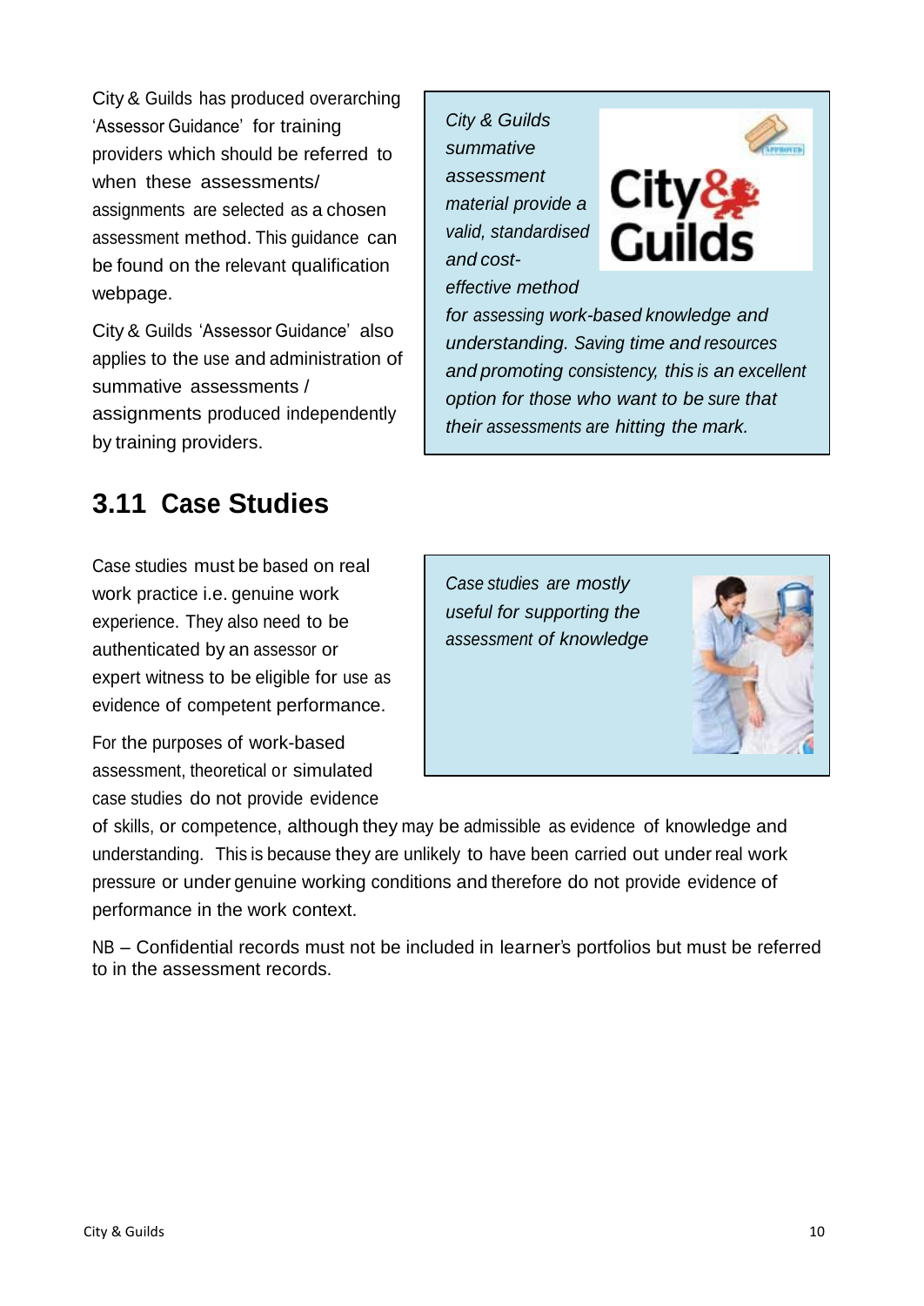City & Guilds has produced overarching 'Assessor Guidance' for training providers which should be referred to when these assessments/ assignments are selected as a chosen assessment method. This guidance can be found on the relevant qualification webpage.

City & Guilds 'Assessor Guidance' also applies to the use and administration of summative assessments / assignments produced independently by training providers.

*City & Guilds summative assessment material provide a valid, standardised and cost-effective method for assessing work-based knowledge and understanding. Saving time and resources and promoting consistency, this is an excellent option for those who want to be sure that their assessments are hitting the mark.*

## 3.11 Case Studies

Case studies must be based on real work practice i.e. genuine work experience. They also need to be authenticated by an assessor or expert witness to be eligible for use as evidence of competent performance.

*Case studies are mostly useful for supporting the assessment of knowledge*

For the purposes of work-based assessment, theoretical or simulated case studies do not provide evidence of skills, or competence, although they may be admissible as evidence of knowledge and understanding. This is because they are unlikely to have been carried out under real work pressure or under genuine working conditions and therefore do not provide evidence of performance in the work context.

NB – Confidential records must not be included in learner's portfolios but must be referred to in the assessment records.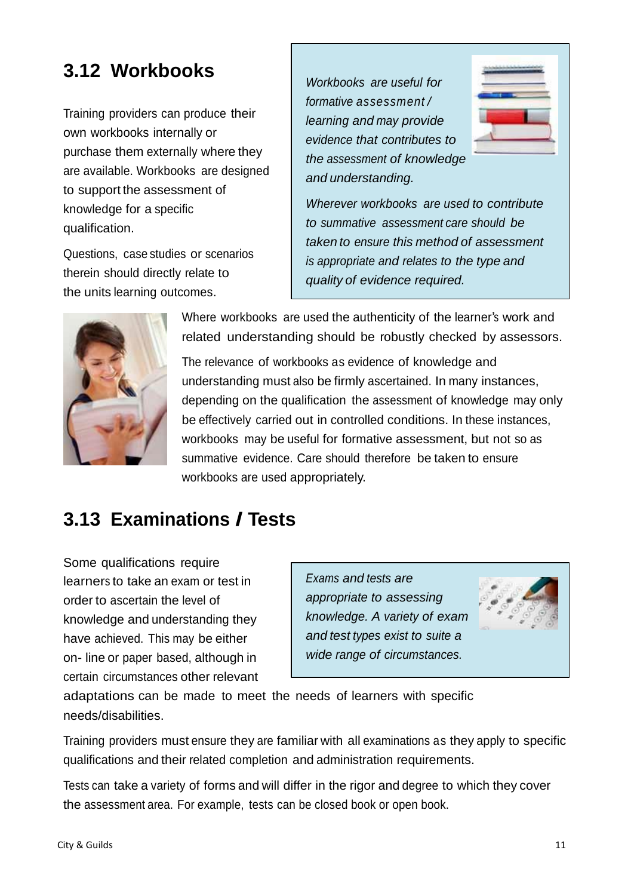## 3.12 Workbooks

Training providers can produce their own workbooks internally or purchase them externally where they are available. Workbooks are designed to support the assessment of knowledge for a specific qualification.

Questions, case studies or scenarios therein should directly relate to the units learning outcomes.

*Workbooks are useful for formative assessment / learning and may provide evidence that contributes to the assessment of knowledge and understanding.*

*Wherever workbooks are used to contribute to summative assessment care should be taken to ensure this method of assessment is appropriate and relates to the type and quality of evidence required.*

Where workbooks are used the authenticity of the learner's work and related understanding should be robustly checked by assessors.

The relevance of workbooks as evidence of knowledge and understanding must also be firmly ascertained. In many instances, depending on the qualification the assessment of knowledge may only be effectively carried out in controlled conditions. In these instances, workbooks may be useful for formative assessment, but not so as summative evidence. Care should therefore be taken to ensure workbooks are used appropriately.

## 3.13 Examinations / Tests

Some qualifications require learners to take an exam or test in order to ascertain the level of knowledge and understanding they have achieved. This may be either on- line or paper based, although in certain circumstances other relevant adaptations can be made to meet the needs of learners with specific needs/disabilities.

*Exams and tests are appropriate to assessing knowledge. A variety of exam and test types exist to suite a wide range of circumstances.*

Training providers must ensure they are familiar with all examinations as they apply to specific qualifications and their related completion and administration requirements.

Tests can take a variety of forms and will differ in the rigor and degree to which they cover the assessment area. For example, tests can be closed book or open book.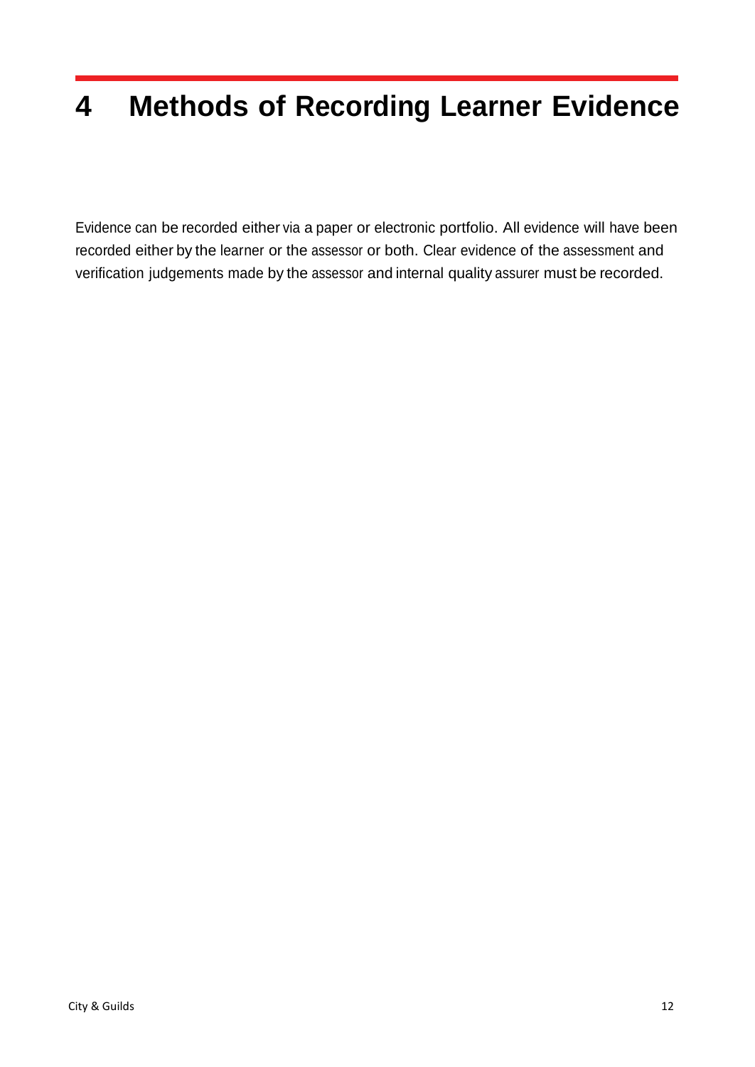# 4 Methods of Recording Learner Evidence

Evidence can be recorded either via a paper or electronic portfolio. All evidence will have been recorded either by the learner or the assessor or both. Clear evidence of the assessment and verification judgements made by the assessor and internal quality assurer must be recorded.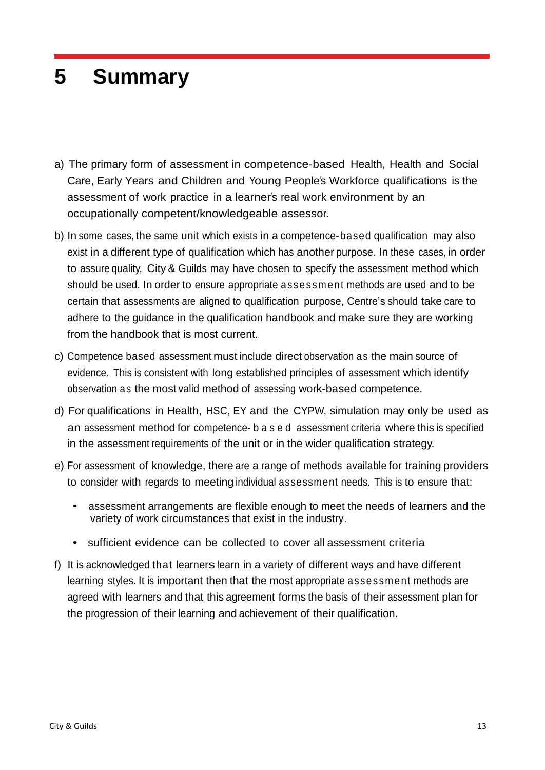# 5 Summary

a) The primary form of assessment in competence-based Health, Health and Social Care, Early Years and Children and Young People's Workforce qualifications is the assessment of work practice in a learner's real work environment by an occupationally competent/knowledgeable assessor.

b) In some cases, the same unit which exists in a competence-based qualification may also exist in a different type of qualification which has another purpose. In these cases, in order to assure quality, City & Guilds may have chosen to specify the assessment method which should be used. In order to ensure appropriate assessment methods are used and to be certain that assessments are aligned to qualification purpose, Centre's should take care to adhere to the guidance in the qualification handbook and make sure they are working from the handbook that is most current.

c) Competence based assessment must include direct observation as the main source of evidence. This is consistent with long established principles of assessment which identify observation as the most valid method of assessing work-based competence.

d) For qualifications in Health, HSC, EY and the CYPW, simulation may only be used as an assessment method for competence- based assessment criteria where this is specified in the assessment requirements of the unit or in the wider qualification strategy.

e) For assessment of knowledge, there are a range of methods available for training providers to consider with regards to meeting individual assessment needs. This is to ensure that:

- assessment arrangements are flexible enough to meet the needs of learners and the variety of work circumstances that exist in the industry.
- sufficient evidence can be collected to cover all assessment criteria

f) It is acknowledged that learners learn in a variety of different ways and have different learning styles. It is important then that the most appropriate assessment methods are agreed with learners and that this agreement forms the basis of their assessment plan for the progression of their learning and achievement of their qualification.